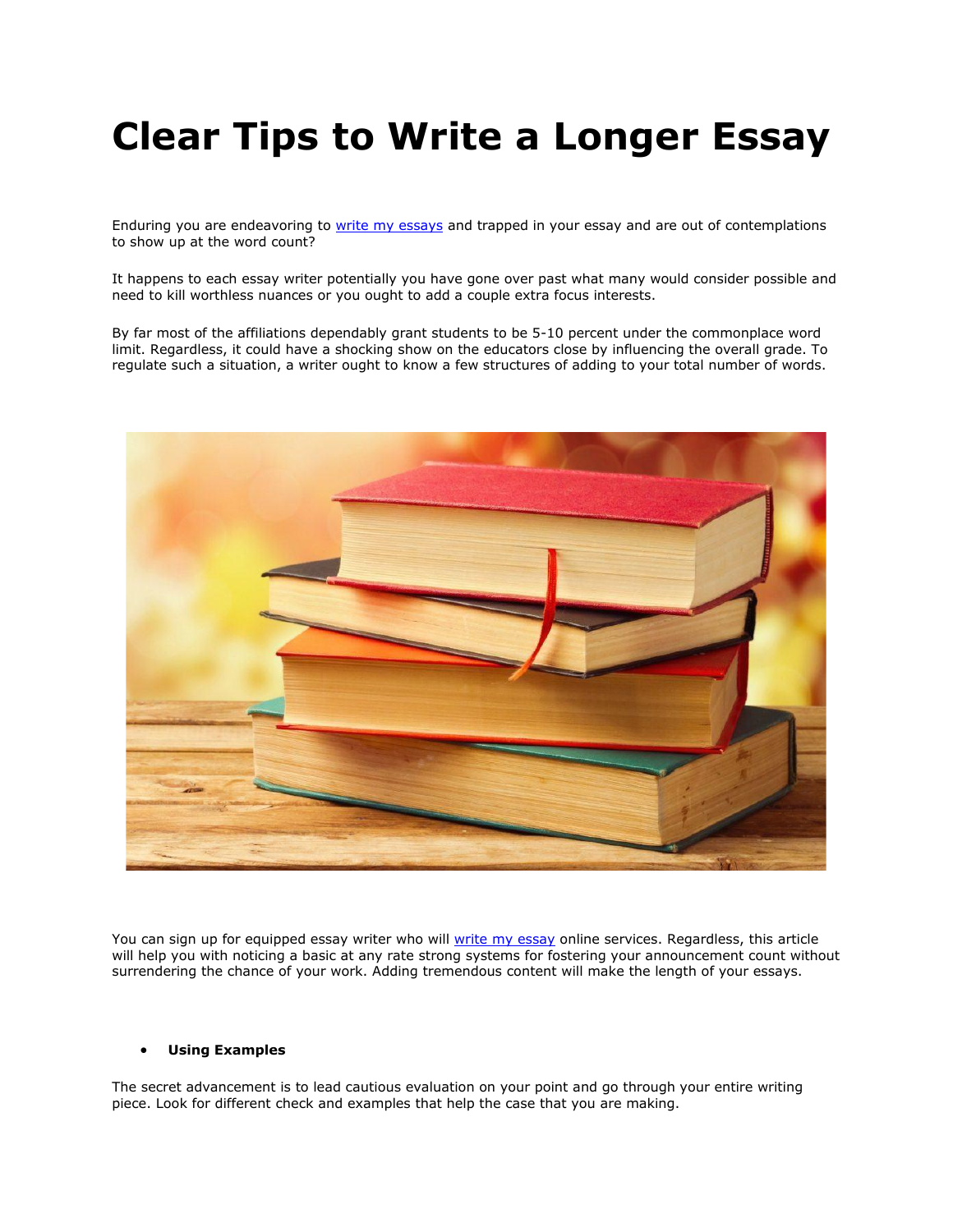# Clear Tips to Write a Longer Essay

Enduring you are endeavoring to [write my essays]() and trapped in your essay and are out of contemplations to show up at the word count?

It happens to each essay writer potentially you have gone over past what many would consider possible and need to kill worthless nuances or you ought to add a couple extra focus interests.

By far most of the affiliations dependably grant students to be 5-10 percent under the commonplace word limit. Regardless, it could have a shocking show on the educators close by influencing the overall grade. To regulate such a situation, a writer ought to know a few structures of adding to your total number of words.

You can sign up for equipped essay writer who will [write my essay]() online services. Regardless, this article will help you with noticing a basic at any rate strong systems for fostering your announcement count without surrendering the chance of your work. Adding tremendous content will make the length of your essays.

- **Using Examples**

The secret advancement is to lead cautious evaluation on your point and go through your entire writing piece. Look for different check and examples that help the case that you are making.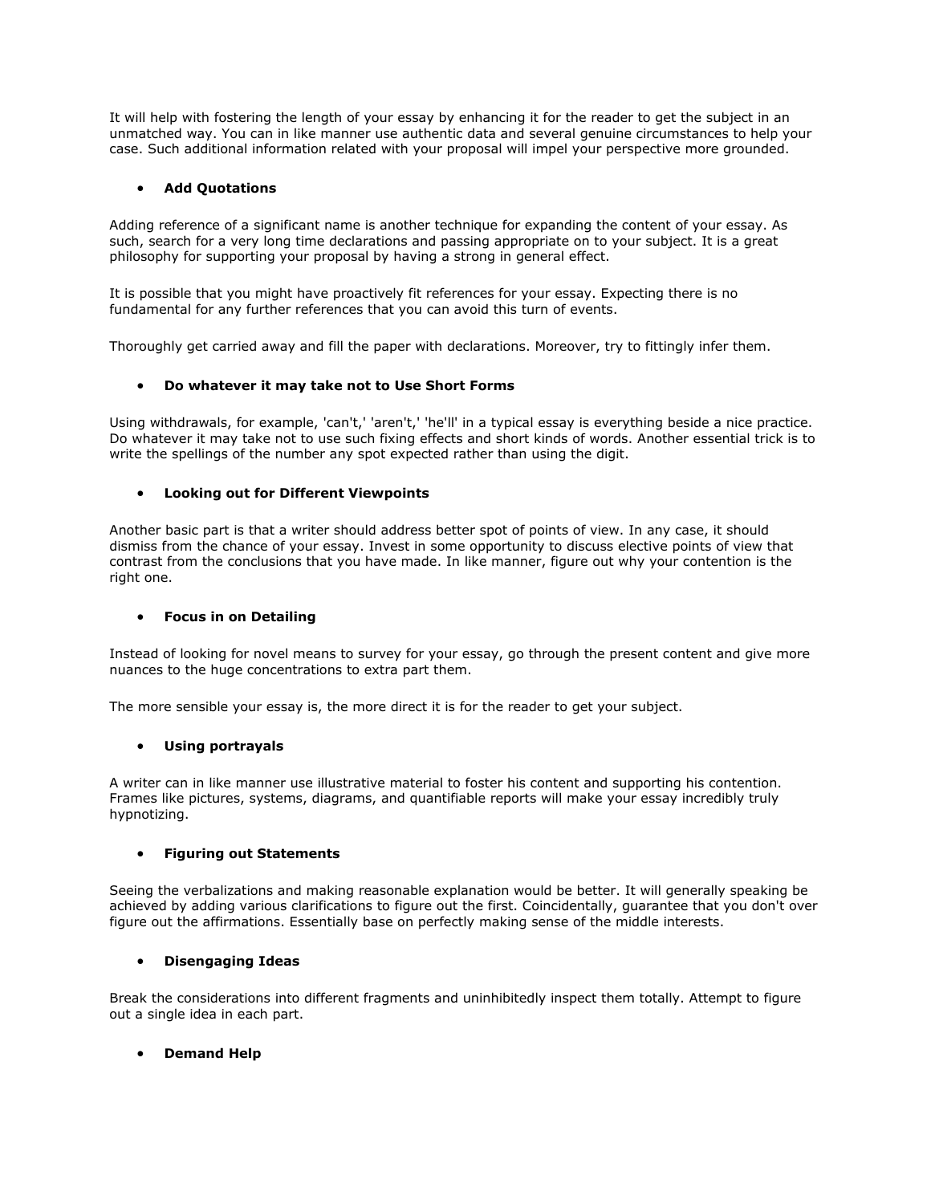It will help with fostering the length of your essay by enhancing it for the reader to get the subject in an unmatched way. You can in like manner use authentic data and several genuine circumstances to help your case. Such additional information related with your proposal will impel your perspective more grounded.

- **Add Quotations**

Adding reference of a significant name is another technique for expanding the content of your essay. As such, search for a very long time declarations and passing appropriate on to your subject. It is a great philosophy for supporting your proposal by having a strong in general effect.

It is possible that you might have proactively fit references for your essay. Expecting there is no fundamental for any further references that you can avoid this turn of events.

Thoroughly get carried away and fill the paper with declarations. Moreover, try to fittingly infer them.

- **Do whatever it may take not to Use Short Forms**

Using withdrawals, for example, 'can't,' 'aren't,' 'he'll' in a typical essay is everything beside a nice practice. Do whatever it may take not to use such fixing effects and short kinds of words. Another essential trick is to write the spellings of the number any spot expected rather than using the digit.

- **Looking out for Different Viewpoints**

Another basic part is that a writer should address better spot of points of view. In any case, it should dismiss from the chance of your essay. Invest in some opportunity to discuss elective points of view that contrast from the conclusions that you have made. In like manner, figure out why your contention is the right one.

- **Focus in on Detailing**

Instead of looking for novel means to survey for your essay, go through the present content and give more nuances to the huge concentrations to extra part them.

The more sensible your essay is, the more direct it is for the reader to get your subject.

- **Using portrayals**

A writer can in like manner use illustrative material to foster his content and supporting his contention. Frames like pictures, systems, diagrams, and quantifiable reports will make your essay incredibly truly hypnotizing.

- **Figuring out Statements**

Seeing the verbalizations and making reasonable explanation would be better. It will generally speaking be achieved by adding various clarifications to figure out the first. Coincidentally, guarantee that you don't over figure out the affirmations. Essentially base on perfectly making sense of the middle interests.

- **Disengaging Ideas**

Break the considerations into different fragments and uninhibitedly inspect them totally. Attempt to figure out a single idea in each part.

- **Demand Help**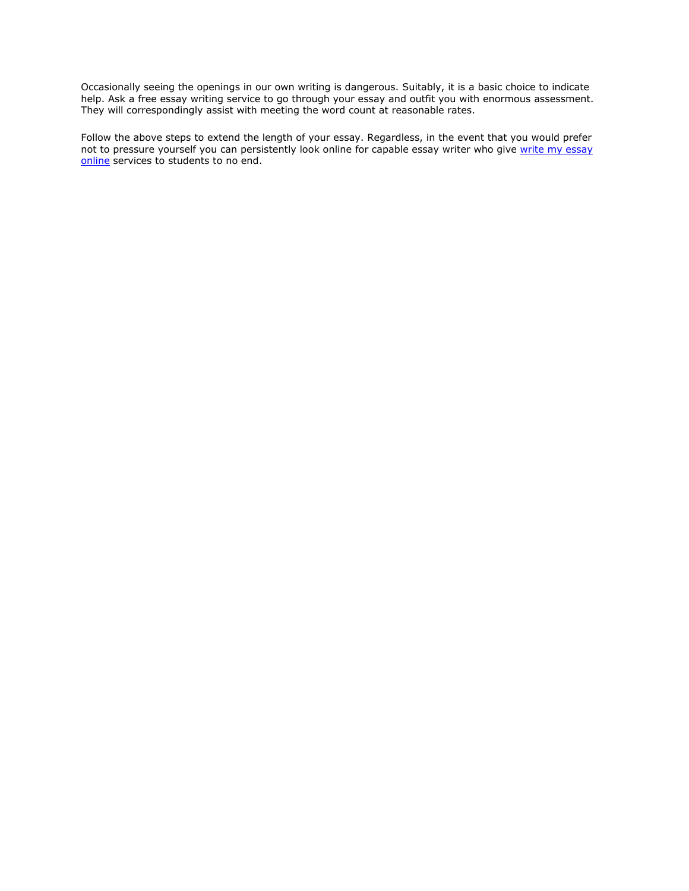Occasionally seeing the openings in our own writing is dangerous. Suitably, it is a basic choice to indicate help. Ask a free essay writing service to go through your essay and outfit you with enormous assessment. They will correspondingly assist with meeting the word count at reasonable rates.

Follow the above steps to extend the length of your essay. Regardless, in the event that you would prefer not to pressure yourself you can persistently look online for capable essay writer who give [write my essay online]() services to students to no end.